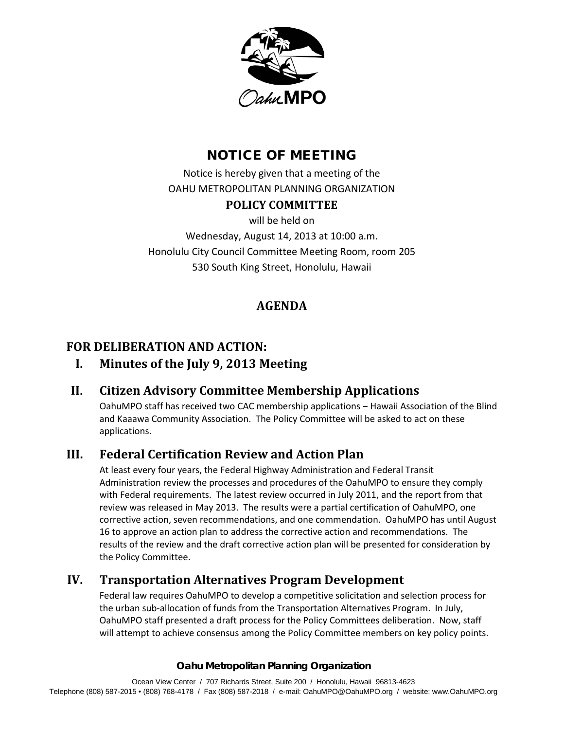# NOTICE OF MEETING

Notice is hereby given that a meeting of the
OAHU METROPOLITAN PLANNING ORGANIZATION

**POLICY COMMITTEE**

will be held on
Wednesday, August 14, 2013 at 10:00 a.m.
Honolulu City Council Committee Meeting Room, room 205
530 South King Street, Honolulu, Hawaii

## AGENDA

## FOR DELIBERATION AND ACTION:

### I. Minutes of the July 9, 2013 Meeting

### II. Citizen Advisory Committee Membership Applications

OahuMPO staff has received two CAC membership applications – Hawaii Association of the Blind and Kaaawa Community Association. The Policy Committee will be asked to act on these applications.

### III. Federal Certification Review and Action Plan

At least every four years, the Federal Highway Administration and Federal Transit Administration review the processes and procedures of the OahuMPO to ensure they comply with Federal requirements. The latest review occurred in July 2011, and the report from that review was released in May 2013. The results were a partial certification of OahuMPO, one corrective action, seven recommendations, and one commendation. OahuMPO has until August 16 to approve an action plan to address the corrective action and recommendations. The results of the review and the draft corrective action plan will be presented for consideration by the Policy Committee.

### IV. Transportation Alternatives Program Development

Federal law requires OahuMPO to develop a competitive solicitation and selection process for the urban sub-allocation of funds from the Transportation Alternatives Program. In July, OahuMPO staff presented a draft process for the Policy Committees deliberation. Now, staff will attempt to achieve consensus among the Policy Committee members on key policy points.

**Oahu Metropolitan Planning Organization**

Ocean View Center / 707 Richards Street, Suite 200 / Honolulu, Hawaii 96813-4623
Telephone (808) 587-2015 • (808) 768-4178 / Fax (808) 587-2018 / e-mail: OahuMPO@OahuMPO.org / website: www.OahuMPO.org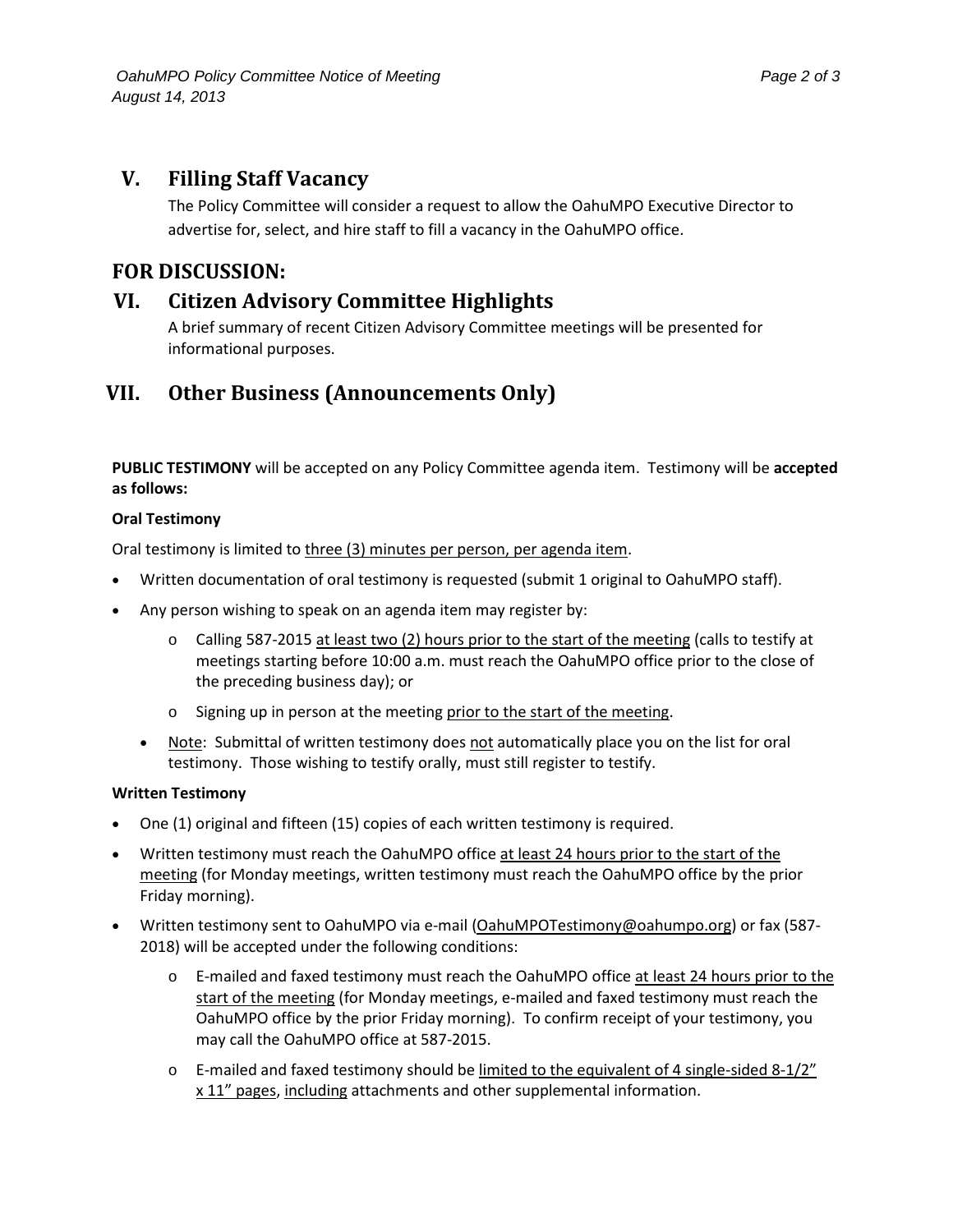## V. Filling Staff Vacancy

The Policy Committee will consider a request to allow the OahuMPO Executive Director to advertise for, select, and hire staff to fill a vacancy in the OahuMPO office.

## FOR DISCUSSION:

## VI. Citizen Advisory Committee Highlights

A brief summary of recent Citizen Advisory Committee meetings will be presented for informational purposes.

## VII. Other Business (Announcements Only)

**PUBLIC TESTIMONY** will be accepted on any Policy Committee agenda item. Testimony will be **accepted as follows:**

**Oral Testimony**

Oral testimony is limited to <u>three (3) minutes per person, per agenda item</u>.

- Written documentation of oral testimony is requested (submit 1 original to OahuMPO staff).
- Any person wishing to speak on an agenda item may register by:
  - Calling 587-2015 <u>at least two (2) hours prior to the start of the meeting</u> (calls to testify at meetings starting before 10:00 a.m. must reach the OahuMPO office prior to the close of the preceding business day); or
  - Signing up in person at the meeting <u>prior to the start of the meeting</u>.
  - <u>Note</u>: Submittal of written testimony does <u>not</u> automatically place you on the list for oral testimony. Those wishing to testify orally, must still register to testify.

**Written Testimony**

- One (1) original and fifteen (15) copies of each written testimony is required.
- Written testimony must reach the OahuMPO office <u>at least 24 hours prior to the start of the meeting</u> (for Monday meetings, written testimony must reach the OahuMPO office by the prior Friday morning).
- Written testimony sent to OahuMPO via e-mail (<u>OahuMPOTestimony@oahumpo.org</u>) or fax (587-2018) will be accepted under the following conditions:
  - E-mailed and faxed testimony must reach the OahuMPO office <u>at least 24 hours prior to the start of the meeting</u> (for Monday meetings, e-mailed and faxed testimony must reach the OahuMPO office by the prior Friday morning). To confirm receipt of your testimony, you may call the OahuMPO office at 587-2015.
  - E-mailed and faxed testimony should be <u>limited to the equivalent of 4 single-sided 8-1/2" x 11" pages</u>, <u>including</u> attachments and other supplemental information.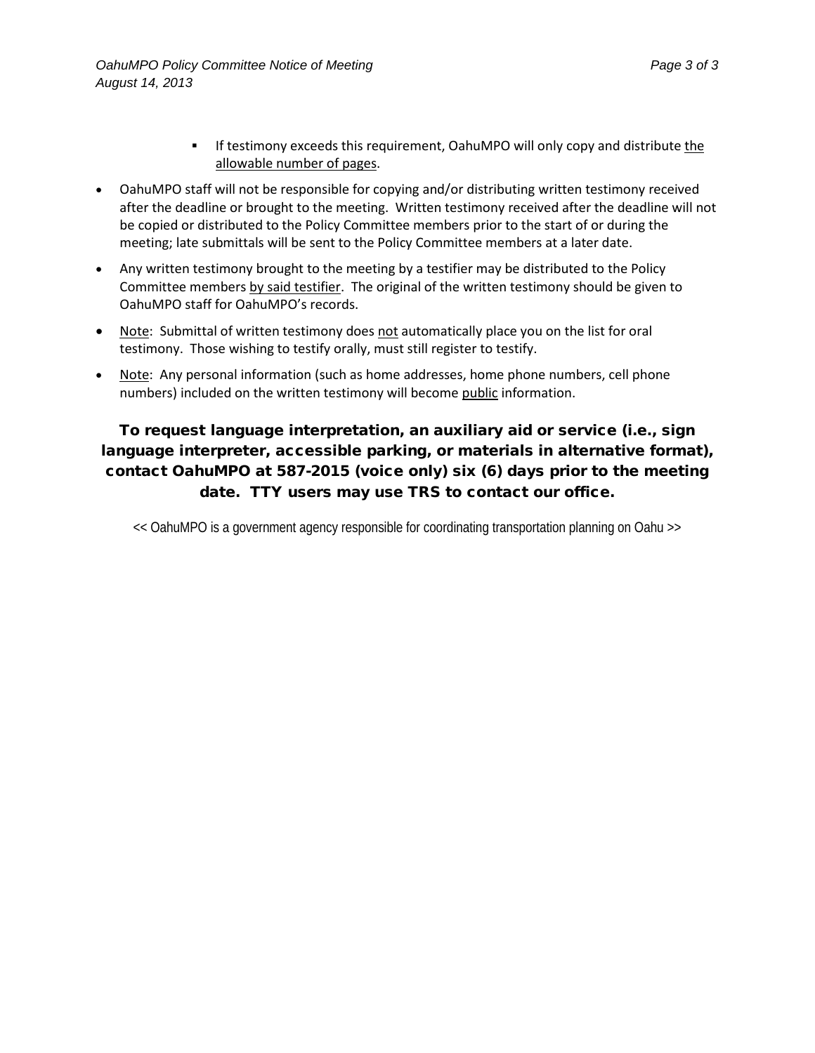- If testimony exceeds this requirement, OahuMPO will only copy and distribute <u>the allowable number of pages</u>.

- OahuMPO staff will not be responsible for copying and/or distributing written testimony received after the deadline or brought to the meeting. Written testimony received after the deadline will not be copied or distributed to the Policy Committee members prior to the start of or during the meeting; late submittals will be sent to the Policy Committee members at a later date.
- Any written testimony brought to the meeting by a testifier may be distributed to the Policy Committee members <u>by said testifier</u>. The original of the written testimony should be given to OahuMPO staff for OahuMPO's records.
- <u>Note</u>: Submittal of written testimony does <u>not</u> automatically place you on the list for oral testimony. Those wishing to testify orally, must still register to testify.
- <u>Note</u>: Any personal information (such as home addresses, home phone numbers, cell phone numbers) included on the written testimony will become <u>public</u> information.

**To request language interpretation, an auxiliary aid or service (i.e., sign language interpreter, accessible parking, or materials in alternative format), contact OahuMPO at 587-2015 (voice only) six (6) days prior to the meeting date. TTY users may use TRS to contact our office.**

<< OahuMPO is a government agency responsible for coordinating transportation planning on Oahu >>